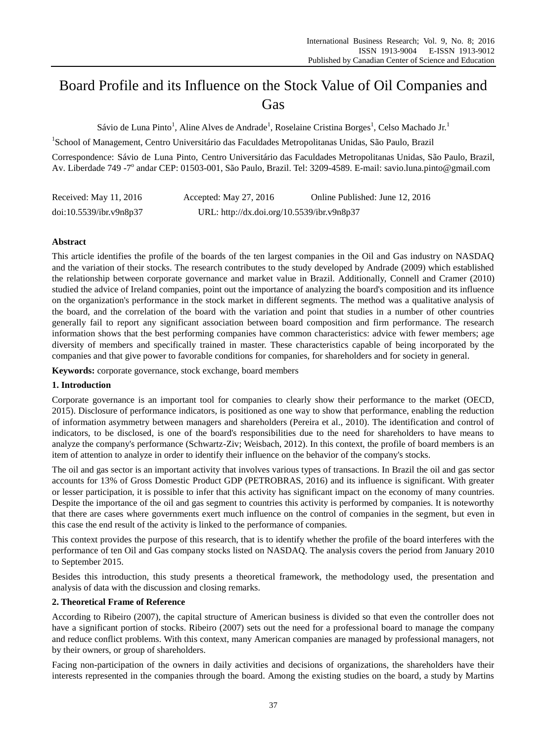# Board Profile and its Influence on the Stock Value of Oil Companies and Gas

Sávio de Luna Pinto[1], Aline Alves de Andrade[1], Roselaine Cristina Borges[1], Celso Machado Jr.[1]

[1]School of Management, Centro Universitário das Faculdades Metropolitanas Unidas, São Paulo, Brazil

Correspondence: Sávio de Luna Pinto, Centro Universitário das Faculdades Metropolitanas Unidas, São Paulo, Brazil, Av. Liberdade 749 -7º andar CEP: 01503-001, São Paulo, Brazil. Tel: 3209-4589. E-mail: savio.luna.pinto@gmail.com

Received: May 11, 2016   Accepted: May 27, 2016   Online Published: June 12, 2016

doi:10.5539/ibr.v9n8p37   URL: http://dx.doi.org/10.5539/ibr.v9n8p37

## Abstract

This article identifies the profile of the boards of the ten largest companies in the Oil and Gas industry on NASDAQ and the variation of their stocks. The research contributes to the study developed by Andrade (2009) which established the relationship between corporate governance and market value in Brazil. Additionally, Connell and Cramer (2010) studied the advice of Ireland companies, point out the importance of analyzing the board's composition and its influence on the organization's performance in the stock market in different segments. The method was a qualitative analysis of the board, and the correlation of the board with the variation and point that studies in a number of other countries generally fail to report any significant association between board composition and firm performance. The research information shows that the best performing companies have common characteristics: advice with fewer members; age diversity of members and specifically trained in master. These characteristics capable of being incorporated by the companies and that give power to favorable conditions for companies, for shareholders and for society in general.

**Keywords:** corporate governance, stock exchange, board members

## 1. Introduction

Corporate governance is an important tool for companies to clearly show their performance to the market (OECD, 2015). Disclosure of performance indicators, is positioned as one way to show that performance, enabling the reduction of information asymmetry between managers and shareholders (Pereira et al., 2010). The identification and control of indicators, to be disclosed, is one of the board's responsibilities due to the need for shareholders to have means to analyze the company's performance (Schwartz-Ziv; Weisbach, 2012). In this context, the profile of board members is an item of attention to analyze in order to identify their influence on the behavior of the company's stocks.

The oil and gas sector is an important activity that involves various types of transactions. In Brazil the oil and gas sector accounts for 13% of Gross Domestic Product GDP (PETROBRAS, 2016) and its influence is significant. With greater or lesser participation, it is possible to infer that this activity has significant impact on the economy of many countries. Despite the importance of the oil and gas segment to countries this activity is performed by companies. It is noteworthy that there are cases where governments exert much influence on the control of companies in the segment, but even in this case the end result of the activity is linked to the performance of companies.

This context provides the purpose of this research, that is to identify whether the profile of the board interferes with the performance of ten Oil and Gas company stocks listed on NASDAQ. The analysis covers the period from January 2010 to September 2015.

Besides this introduction, this study presents a theoretical framework, the methodology used, the presentation and analysis of data with the discussion and closing remarks.

## 2. Theoretical Frame of Reference

According to Ribeiro (2007), the capital structure of American business is divided so that even the controller does not have a significant portion of stocks. Ribeiro (2007) sets out the need for a professional board to manage the company and reduce conflict problems. With this context, many American companies are managed by professional managers, not by their owners, or group of shareholders.

Facing non-participation of the owners in daily activities and decisions of organizations, the shareholders have their interests represented in the companies through the board. Among the existing studies on the board, a study by Martins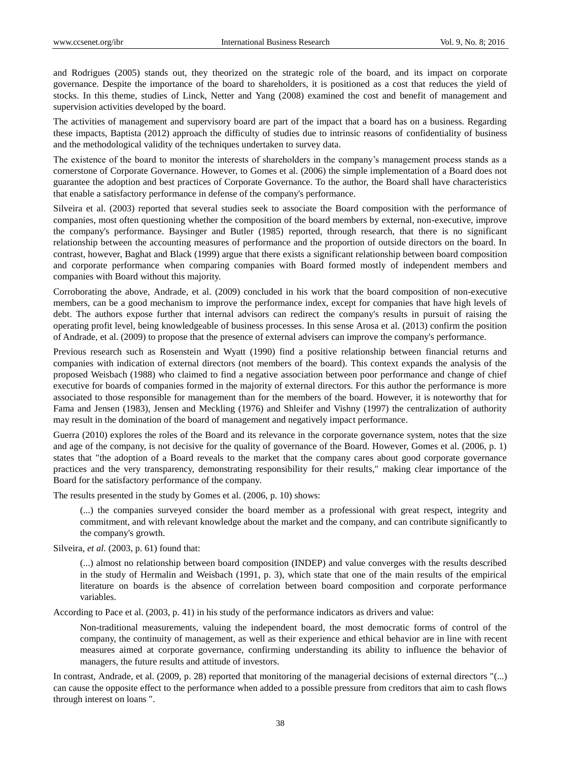and Rodrigues (2005) stands out, they theorized on the strategic role of the board, and its impact on corporate governance. Despite the importance of the board to shareholders, it is positioned as a cost that reduces the yield of stocks. In this theme, studies of Linck, Netter and Yang (2008) examined the cost and benefit of management and supervision activities developed by the board.

The activities of management and supervisory board are part of the impact that a board has on a business. Regarding these impacts, Baptista (2012) approach the difficulty of studies due to intrinsic reasons of confidentiality of business and the methodological validity of the techniques undertaken to survey data.

The existence of the board to monitor the interests of shareholders in the company's management process stands as a cornerstone of Corporate Governance. However, to Gomes et al. (2006) the simple implementation of a Board does not guarantee the adoption and best practices of Corporate Governance. To the author, the Board shall have characteristics that enable a satisfactory performance in defense of the company's performance.

Silveira et al. (2003) reported that several studies seek to associate the Board composition with the performance of companies, most often questioning whether the composition of the board members by external, non-executive, improve the company's performance. Baysinger and Butler (1985) reported, through research, that there is no significant relationship between the accounting measures of performance and the proportion of outside directors on the board. In contrast, however, Baghat and Black (1999) argue that there exists a significant relationship between board composition and corporate performance when comparing companies with Board formed mostly of independent members and companies with Board without this majority.

Corroborating the above, Andrade, et al. (2009) concluded in his work that the board composition of non-executive members, can be a good mechanism to improve the performance index, except for companies that have high levels of debt. The authors expose further that internal advisors can redirect the company's results in pursuit of raising the operating profit level, being knowledgeable of business processes. In this sense Arosa et al. (2013) confirm the position of Andrade, et al. (2009) to propose that the presence of external advisers can improve the company's performance.

Previous research such as Rosenstein and Wyatt (1990) find a positive relationship between financial returns and companies with indication of external directors (not members of the board). This context expands the analysis of the proposed Weisbach (1988) who claimed to find a negative association between poor performance and change of chief executive for boards of companies formed in the majority of external directors. For this author the performance is more associated to those responsible for management than for the members of the board. However, it is noteworthy that for Fama and Jensen (1983), Jensen and Meckling (1976) and Shleifer and Vishny (1997) the centralization of authority may result in the domination of the board of management and negatively impact performance.

Guerra (2010) explores the roles of the Board and its relevance in the corporate governance system, notes that the size and age of the company, is not decisive for the quality of governance of the Board. However, Gomes et al. (2006, p. 1) states that "the adoption of a Board reveals to the market that the company cares about good corporate governance practices and the very transparency, demonstrating responsibility for their results," making clear importance of the Board for the satisfactory performance of the company.

The results presented in the study by Gomes et al. (2006, p. 10) shows:

> (...) the companies surveyed consider the board member as a professional with great respect, integrity and commitment, and with relevant knowledge about the market and the company, and can contribute significantly to the company's growth.

Silveira, *et al.* (2003, p. 61) found that:

> (...) almost no relationship between board composition (INDEP) and value converges with the results described in the study of Hermalin and Weisbach (1991, p. 3), which state that one of the main results of the empirical literature on boards is the absence of correlation between board composition and corporate performance variables.

According to Pace et al. (2003, p. 41) in his study of the performance indicators as drivers and value:

> Non-traditional measurements, valuing the independent board, the most democratic forms of control of the company, the continuity of management, as well as their experience and ethical behavior are in line with recent measures aimed at corporate governance, confirming understanding its ability to influence the behavior of managers, the future results and attitude of investors.

In contrast, Andrade, et al. (2009, p. 28) reported that monitoring of the managerial decisions of external directors "(...) can cause the opposite effect to the performance when added to a possible pressure from creditors that aim to cash flows through interest on loans ".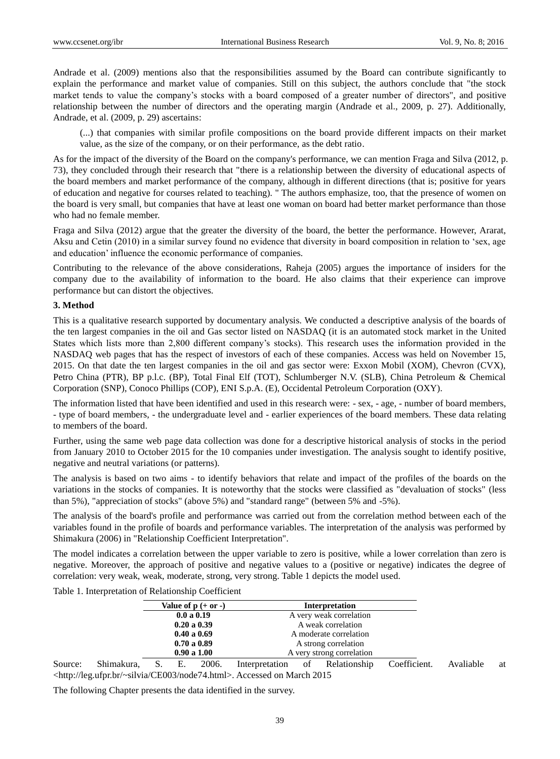Andrade et al. (2009) mentions also that the responsibilities assumed by the Board can contribute significantly to explain the performance and market value of companies. Still on this subject, the authors conclude that "the stock market tends to value the company's stocks with a board composed of a greater number of directors", and positive relationship between the number of directors and the operating margin (Andrade et al., 2009, p. 27). Additionally, Andrade, et al. (2009, p. 29) ascertains:

> (...) that companies with similar profile compositions on the board provide different impacts on their market value, as the size of the company, or on their performance, as the debt ratio.

As for the impact of the diversity of the Board on the company's performance, we can mention Fraga and Silva (2012, p. 73), they concluded through their research that "there is a relationship between the diversity of educational aspects of the board members and market performance of the company, although in different directions (that is; positive for years of education and negative for courses related to teaching). " The authors emphasize, too, that the presence of women on the board is very small, but companies that have at least one woman on board had better market performance than those who had no female member.

Fraga and Silva (2012) argue that the greater the diversity of the board, the better the performance. However, Ararat, Aksu and Cetin (2010) in a similar survey found no evidence that diversity in board composition in relation to 'sex, age and education' influence the economic performance of companies.

Contributing to the relevance of the above considerations, Raheja (2005) argues the importance of insiders for the company due to the availability of information to the board. He also claims that their experience can improve performance but can distort the objectives.

### 3. Method

This is a qualitative research supported by documentary analysis. We conducted a descriptive analysis of the boards of the ten largest companies in the oil and Gas sector listed on NASDAQ (it is an automated stock market in the United States which lists more than 2,800 different company's stocks). This research uses the information provided in the NASDAQ web pages that has the respect of investors of each of these companies. Access was held on November 15, 2015. On that date the ten largest companies in the oil and gas sector were: Exxon Mobil (XOM), Chevron (CVX), Petro China (PTR), BP p.l.c. (BP), Total Final Elf (TOT), Schlumberger N.V. (SLB), China Petroleum & Chemical Corporation (SNP), Conoco Phillips (COP), ENI S.p.A. (E), Occidental Petroleum Corporation (OXY).

The information listed that have been identified and used in this research were: - sex, - age, - number of board members, - type of board members, - the undergraduate level and - earlier experiences of the board members. These data relating to members of the board.

Further, using the same web page data collection was done for a descriptive historical analysis of stocks in the period from January 2010 to October 2015 for the 10 companies under investigation. The analysis sought to identify positive, negative and neutral variations (or patterns).

The analysis is based on two aims - to identify behaviors that relate and impact of the profiles of the boards on the variations in the stocks of companies. It is noteworthy that the stocks were classified as "devaluation of stocks" (less than 5%), "appreciation of stocks" (above 5%) and "standard range" (between 5% and -5%).

The analysis of the board's profile and performance was carried out from the correlation method between each of the variables found in the profile of boards and performance variables. The interpretation of the analysis was performed by Shimakura (2006) in "Relationship Coefficient Interpretation".

The model indicates a correlation between the upper variable to zero is positive, while a lower correlation than zero is negative. Moreover, the approach of positive and negative values to a (positive or negative) indicates the degree of correlation: very weak, weak, moderate, strong, very strong. Table 1 depicts the model used.

Table 1. Interpretation of Relationship Coefficient

| Value of p (+ or -) | Interpretation |
|---|---|
| **0.0 a 0.19** | A very weak correlation |
| **0.20 a 0.39** | A weak correlation |
| **0.40 a 0.69** | A moderate correlation |
| **0.70 a 0.89** | A strong correlation |
| **0.90 a 1.00** | A very strong correlation |

Source: Shimakura, S. E. 2006. Interpretation of Relationship Coefficient. Avaliable at <http://leg.ufpr.br/~silvia/CE003/node74.html>. Accessed on March 2015

The following Chapter presents the data identified in the survey.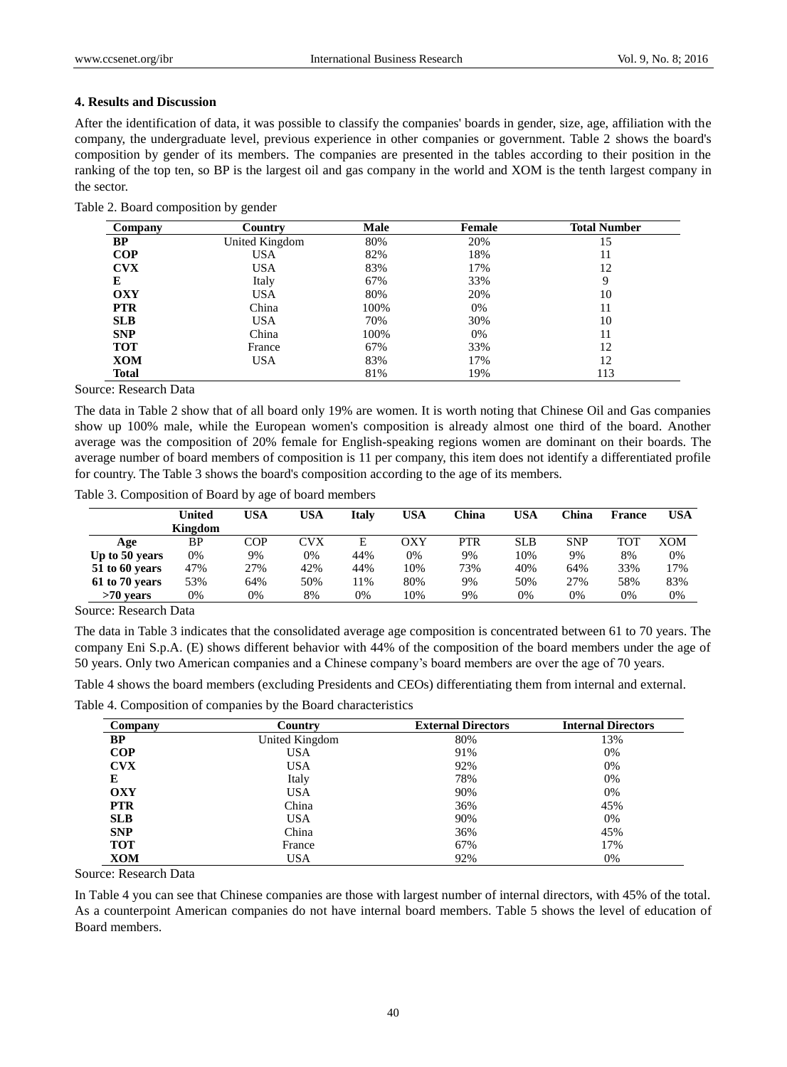## 4. Results and Discussion

After the identification of data, it was possible to classify the companies' boards in gender, size, age, affiliation with the company, the undergraduate level, previous experience in other companies or government. Table 2 shows the board's composition by gender of its members. The companies are presented in the tables according to their position in the ranking of the top ten, so BP is the largest oil and gas company in the world and XOM is the tenth largest company in the sector.

Table 2. Board composition by gender

| Company | Country | Male | Female | Total Number |
|---|---|---|---|---|
| **BP** | United Kingdom | 80% | 20% | 15 |
| **COP** | USA | 82% | 18% | 11 |
| **CVX** | USA | 83% | 17% | 12 |
| **E** | Italy | 67% | 33% | 9 |
| **OXY** | USA | 80% | 20% | 10 |
| **PTR** | China | 100% | 0% | 11 |
| **SLB** | USA | 70% | 30% | 10 |
| **SNP** | China | 100% | 0% | 11 |
| **TOT** | France | 67% | 33% | 12 |
| **XOM** | USA | 83% | 17% | 12 |
| **Total** | | 81% | 19% | 113 |

Source: Research Data

The data in Table 2 show that of all board only 19% are women. It is worth noting that Chinese Oil and Gas companies show up 100% male, while the European women's composition is already almost one third of the board. Another average was the composition of 20% female for English-speaking regions women are dominant on their boards. The average number of board members of composition is 11 per company, this item does not identify a differentiated profile for country. The Table 3 shows the board's composition according to the age of its members.

Table 3. Composition of Board by age of board members

| | United Kingdom | USA | USA | Italy | USA | China | USA | China | France | USA |
|---|---|---|---|---|---|---|---|---|---|---|
| **Age** | BP | COP | CVX | E | OXY | PTR | SLB | SNP | TOT | XOM |
| **Up to 50 years** | 0% | 9% | 0% | 44% | 0% | 9% | 10% | 9% | 8% | 0% |
| **51 to 60 years** | 47% | 27% | 42% | 44% | 10% | 73% | 40% | 64% | 33% | 17% |
| **61 to 70 years** | 53% | 64% | 50% | 11% | 80% | 9% | 50% | 27% | 58% | 83% |
| **>70 years** | 0% | 0% | 8% | 0% | 10% | 9% | 0% | 0% | 0% | 0% |

Source: Research Data

The data in Table 3 indicates that the consolidated average age composition is concentrated between 61 to 70 years. The company Eni S.p.A. (E) shows different behavior with 44% of the composition of the board members under the age of 50 years. Only two American companies and a Chinese company's board members are over the age of 70 years.

Table 4 shows the board members (excluding Presidents and CEOs) differentiating them from internal and external.

Table 4. Composition of companies by the Board characteristics

| Company | Country | External Directors | Internal Directors |
|---|---|---|---|
| **BP** | United Kingdom | 80% | 13% |
| **COP** | USA | 91% | 0% |
| **CVX** | USA | 92% | 0% |
| **E** | Italy | 78% | 0% |
| **OXY** | USA | 90% | 0% |
| **PTR** | China | 36% | 45% |
| **SLB** | USA | 90% | 0% |
| **SNP** | China | 36% | 45% |
| **TOT** | France | 67% | 17% |
| **XOM** | USA | 92% | 0% |

Source: Research Data

In Table 4 you can see that Chinese companies are those with largest number of internal directors, with 45% of the total. As a counterpoint American companies do not have internal board members. Table 5 shows the level of education of Board members.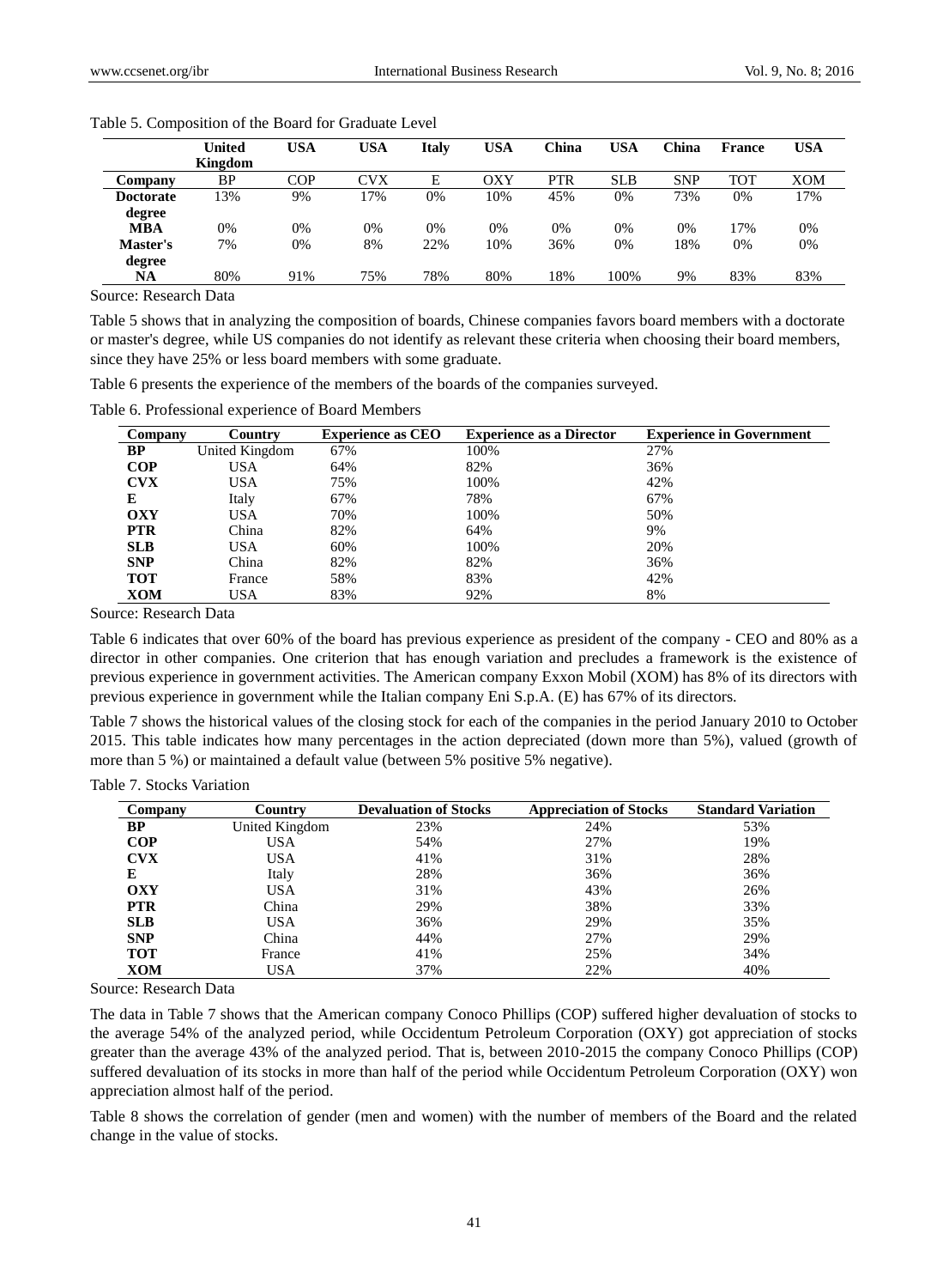Table 5. Composition of the Board for Graduate Level

| | United Kingdom | USA | USA | Italy | USA | China | USA | China | France | USA |
|---|---|---|---|---|---|---|---|---|---|---|
| **Company** | BP | COP | CVX | E | OXY | PTR | SLB | SNP | TOT | XOM |
| **Doctorate degree** | 13% | 9% | 17% | 0% | 10% | 45% | 0% | 73% | 0% | 17% |
| **MBA** | 0% | 0% | 0% | 0% | 0% | 0% | 0% | 0% | 17% | 0% |
| **Master's degree** | 7% | 0% | 8% | 22% | 10% | 36% | 0% | 18% | 0% | 0% |
| **NA** | 80% | 91% | 75% | 78% | 80% | 18% | 100% | 9% | 83% | 83% |

Source: Research Data

Table 5 shows that in analyzing the composition of boards, Chinese companies favors board members with a doctorate or master's degree, while US companies do not identify as relevant these criteria when choosing their board members, since they have 25% or less board members with some graduate.

Table 6 presents the experience of the members of the boards of the companies surveyed.

Table 6. Professional experience of Board Members

| Company | Country | Experience as CEO | Experience as a Director | Experience in Government |
|---|---|---|---|---|
| **BP** | United Kingdom | 67% | 100% | 27% |
| **COP** | USA | 64% | 82% | 36% |
| **CVX** | USA | 75% | 100% | 42% |
| **E** | Italy | 67% | 78% | 67% |
| **OXY** | USA | 70% | 100% | 50% |
| **PTR** | China | 82% | 64% | 9% |
| **SLB** | USA | 60% | 100% | 20% |
| **SNP** | China | 82% | 82% | 36% |
| **TOT** | France | 58% | 83% | 42% |
| **XOM** | USA | 83% | 92% | 8% |

Source: Research Data

Table 6 indicates that over 60% of the board has previous experience as president of the company - CEO and 80% as a director in other companies. One criterion that has enough variation and precludes a framework is the existence of previous experience in government activities. The American company Exxon Mobil (XOM) has 8% of its directors with previous experience in government while the Italian company Eni S.p.A. (E) has 67% of its directors.

Table 7 shows the historical values of the closing stock for each of the companies in the period January 2010 to October 2015. This table indicates how many percentages in the action depreciated (down more than 5%), valued (growth of more than 5 %) or maintained a default value (between 5% positive 5% negative).

Table 7. Stocks Variation

| Company | Country | Devaluation of Stocks | Appreciation of Stocks | Standard Variation |
|---|---|---|---|---|
| **BP** | United Kingdom | 23% | 24% | 53% |
| **COP** | USA | 54% | 27% | 19% |
| **CVX** | USA | 41% | 31% | 28% |
| **E** | Italy | 28% | 36% | 36% |
| **OXY** | USA | 31% | 43% | 26% |
| **PTR** | China | 29% | 38% | 33% |
| **SLB** | USA | 36% | 29% | 35% |
| **SNP** | China | 44% | 27% | 29% |
| **TOT** | France | 41% | 25% | 34% |
| **XOM** | USA | 37% | 22% | 40% |

Source: Research Data

The data in Table 7 shows that the American company Conoco Phillips (COP) suffered higher devaluation of stocks to the average 54% of the analyzed period, while Occidentum Petroleum Corporation (OXY) got appreciation of stocks greater than the average 43% of the analyzed period. That is, between 2010-2015 the company Conoco Phillips (COP) suffered devaluation of its stocks in more than half of the period while Occidentum Petroleum Corporation (OXY) won appreciation almost half of the period.

Table 8 shows the correlation of gender (men and women) with the number of members of the Board and the related change in the value of stocks.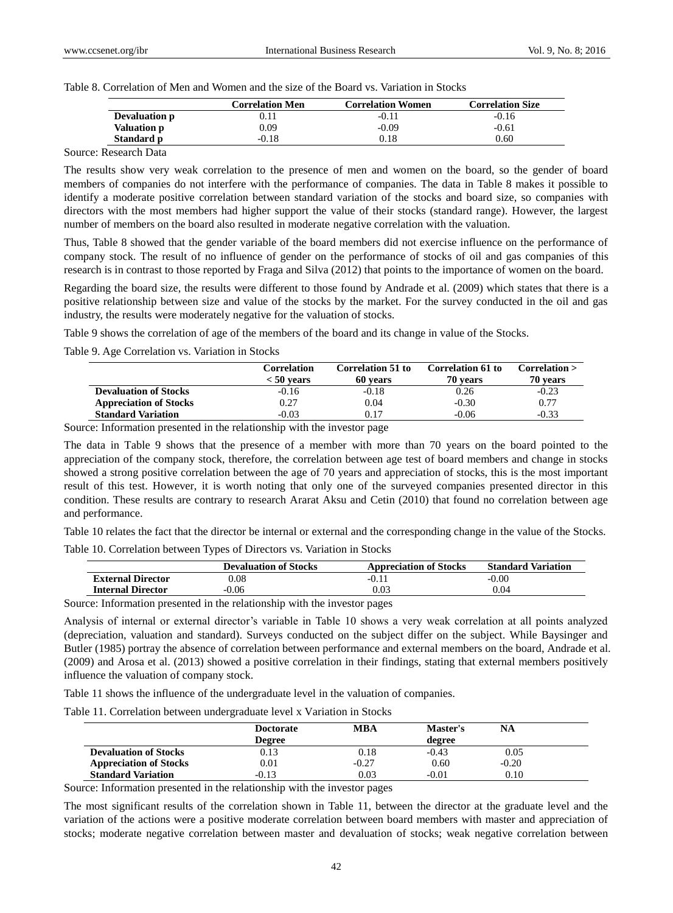Table 8. Correlation of Men and Women and the size of the Board vs. Variation in Stocks

| | Correlation Men | Correlation Women | Correlation Size |
|---|---|---|---|
| **Devaluation p** | 0.11 | -0.11 | -0.16 |
| **Valuation p** | 0.09 | -0.09 | -0.61 |
| **Standard p** | -0.18 | 0.18 | 0.60 |

Source: Research Data

The results show very weak correlation to the presence of men and women on the board, so the gender of board members of companies do not interfere with the performance of companies. The data in Table 8 makes it possible to identify a moderate positive correlation between standard variation of the stocks and board size, so companies with directors with the most members had higher support the value of their stocks (standard range). However, the largest number of members on the board also resulted in moderate negative correlation with the valuation.

Thus, Table 8 showed that the gender variable of the board members did not exercise influence on the performance of company stock. The result of no influence of gender on the performance of stocks of oil and gas companies of this research is in contrast to those reported by Fraga and Silva (2012) that points to the importance of women on the board.

Regarding the board size, the results were different to those found by Andrade et al. (2009) which states that there is a positive relationship between size and value of the stocks by the market. For the survey conducted in the oil and gas industry, the results were moderately negative for the valuation of stocks.

Table 9 shows the correlation of age of the members of the board and its change in value of the Stocks.

Table 9. Age Correlation vs. Variation in Stocks

| | Correlation < 50 years | Correlation 51 to 60 years | Correlation 61 to 70 years | Correlation > 70 years |
|---|---|---|---|---|
| **Devaluation of Stocks** | -0.16 | -0.18 | 0.26 | -0.23 |
| **Appreciation of Stocks** | 0.27 | 0.04 | -0.30 | 0.77 |
| **Standard Variation** | -0.03 | 0.17 | -0.06 | -0.33 |

Source: Information presented in the relationship with the investor page

The data in Table 9 shows that the presence of a member with more than 70 years on the board pointed to the appreciation of the company stock, therefore, the correlation between age test of board members and change in stocks showed a strong positive correlation between the age of 70 years and appreciation of stocks, this is the most important result of this test. However, it is worth noting that only one of the surveyed companies presented director in this condition. These results are contrary to research Ararat Aksu and Cetin (2010) that found no correlation between age and performance.

Table 10 relates the fact that the director be internal or external and the corresponding change in the value of the Stocks.

Table 10. Correlation between Types of Directors vs. Variation in Stocks

| | Devaluation of Stocks | Appreciation of Stocks | Standard Variation |
|---|---|---|---|
| **External Director** | 0.08 | -0.11 | -0.00 |
| **Internal Director** | -0.06 | 0.03 | 0.04 |

Source: Information presented in the relationship with the investor pages

Analysis of internal or external director's variable in Table 10 shows a very weak correlation at all points analyzed (depreciation, valuation and standard). Surveys conducted on the subject differ on the subject. While Baysinger and Butler (1985) portray the absence of correlation between performance and external members on the board, Andrade et al. (2009) and Arosa et al. (2013) showed a positive correlation in their findings, stating that external members positively influence the valuation of company stock.

Table 11 shows the influence of the undergraduate level in the valuation of companies.

Table 11. Correlation between undergraduate level x Variation in Stocks

| | Doctorate Degree | MBA | Master's degree | NA |
|---|---|---|---|---|
| **Devaluation of Stocks** | 0.13 | 0.18 | -0.43 | 0.05 |
| **Appreciation of Stocks** | 0.01 | -0.27 | 0.60 | -0.20 |
| **Standard Variation** | -0.13 | 0.03 | -0.01 | 0.10 |

Source: Information presented in the relationship with the investor pages

The most significant results of the correlation shown in Table 11, between the director at the graduate level and the variation of the actions were a positive moderate correlation between board members with master and appreciation of stocks; moderate negative correlation between master and devaluation of stocks; weak negative correlation between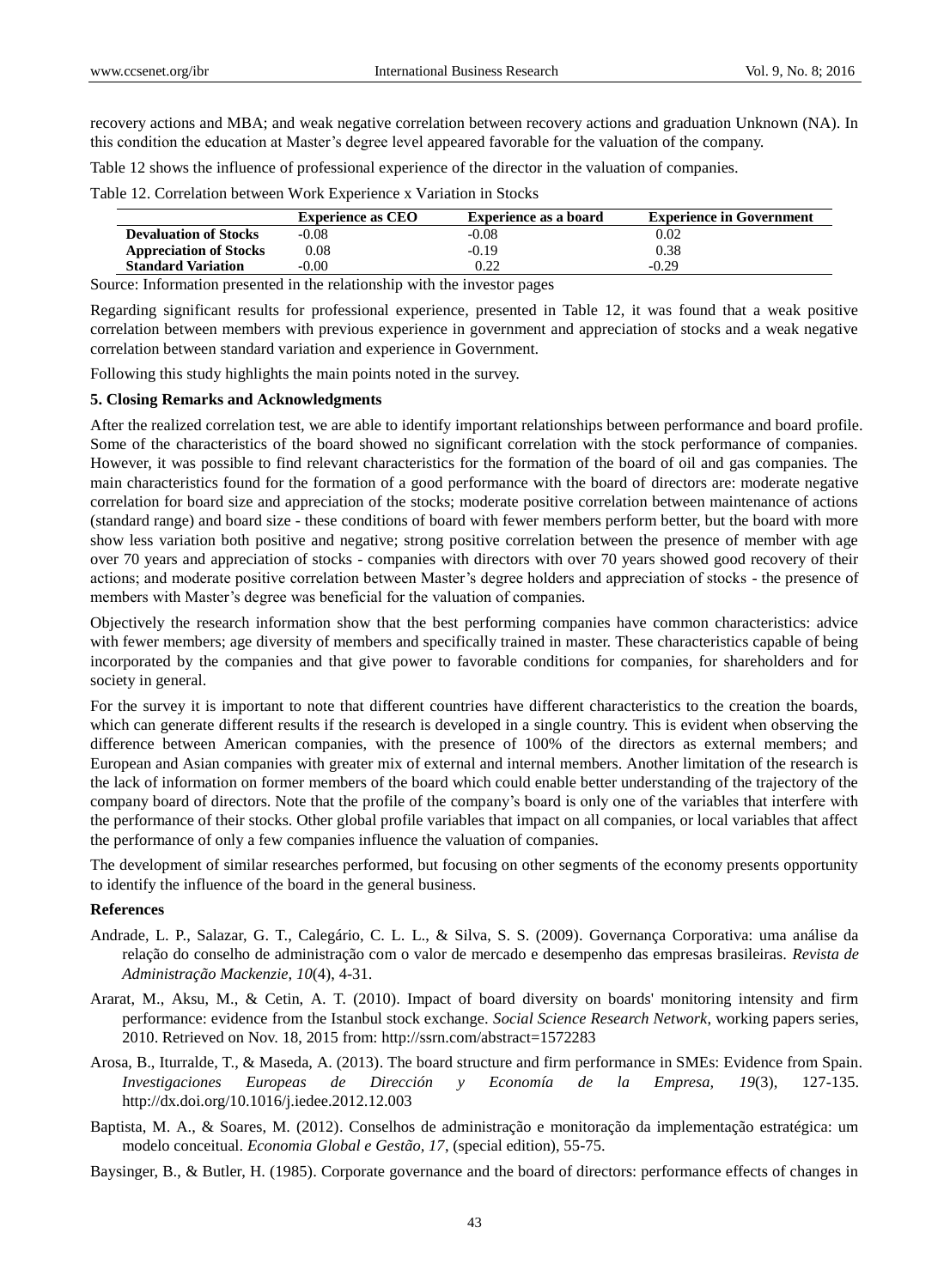recovery actions and MBA; and weak negative correlation between recovery actions and graduation Unknown (NA). In this condition the education at Master's degree level appeared favorable for the valuation of the company.

Table 12 shows the influence of professional experience of the director in the valuation of companies.

Table 12. Correlation between Work Experience x Variation in Stocks

| | Experience as CEO | Experience as a board | Experience in Government |
|---|---|---|---|
| **Devaluation of Stocks** | -0.08 | -0.08 | 0.02 |
| **Appreciation of Stocks** | 0.08 | -0.19 | 0.38 |
| **Standard Variation** | -0.00 | 0.22 | -0.29 |

Source: Information presented in the relationship with the investor pages

Regarding significant results for professional experience, presented in Table 12, it was found that a weak positive correlation between members with previous experience in government and appreciation of stocks and a weak negative correlation between standard variation and experience in Government.

Following this study highlights the main points noted in the survey.

## 5. Closing Remarks and Acknowledgments

After the realized correlation test, we are able to identify important relationships between performance and board profile. Some of the characteristics of the board showed no significant correlation with the stock performance of companies. However, it was possible to find relevant characteristics for the formation of the board of oil and gas companies. The main characteristics found for the formation of a good performance with the board of directors are: moderate negative correlation for board size and appreciation of the stocks; moderate positive correlation between maintenance of actions (standard range) and board size - these conditions of board with fewer members perform better, but the board with more show less variation both positive and negative; strong positive correlation between the presence of member with age over 70 years and appreciation of stocks - companies with directors with over 70 years showed good recovery of their actions; and moderate positive correlation between Master's degree holders and appreciation of stocks - the presence of members with Master's degree was beneficial for the valuation of companies.

Objectively the research information show that the best performing companies have common characteristics: advice with fewer members; age diversity of members and specifically trained in master. These characteristics capable of being incorporated by the companies and that give power to favorable conditions for companies, for shareholders and for society in general.

For the survey it is important to note that different countries have different characteristics to the creation the boards, which can generate different results if the research is developed in a single country. This is evident when observing the difference between American companies, with the presence of 100% of the directors as external members; and European and Asian companies with greater mix of external and internal members. Another limitation of the research is the lack of information on former members of the board which could enable better understanding of the trajectory of the company board of directors. Note that the profile of the company's board is only one of the variables that interfere with the performance of their stocks. Other global profile variables that impact on all companies, or local variables that affect the performance of only a few companies influence the valuation of companies.

The development of similar researches performed, but focusing on other segments of the economy presents opportunity to identify the influence of the board in the general business.

## References

Andrade, L. P., Salazar, G. T., Calegário, C. L. L., & Silva, S. S. (2009). Governança Corporativa: uma análise da relação do conselho de administração com o valor de mercado e desempenho das empresas brasileiras. *Revista de Administração Mackenzie, 10*(4), 4-31.

Ararat, M., Aksu, M., & Cetin, A. T. (2010). Impact of board diversity on boards' monitoring intensity and firm performance: evidence from the Istanbul stock exchange. *Social Science Research Network*, working papers series, 2010. Retrieved on Nov. 18, 2015 from: http://ssrn.com/abstract=1572283

Arosa, B., Iturralde, T., & Maseda, A. (2013). The board structure and firm performance in SMEs: Evidence from Spain. *Investigaciones Europeas de Dirección y Economía de la Empresa, 19*(3), 127-135. http://dx.doi.org/10.1016/j.iedee.2012.12.003

Baptista, M. A., & Soares, M. (2012). Conselhos de administração e monitoração da implementação estratégica: um modelo conceitual. *Economia Global e Gestão, 17*, (special edition), 55-75.

Baysinger, B., & Butler, H. (1985). Corporate governance and the board of directors: performance effects of changes in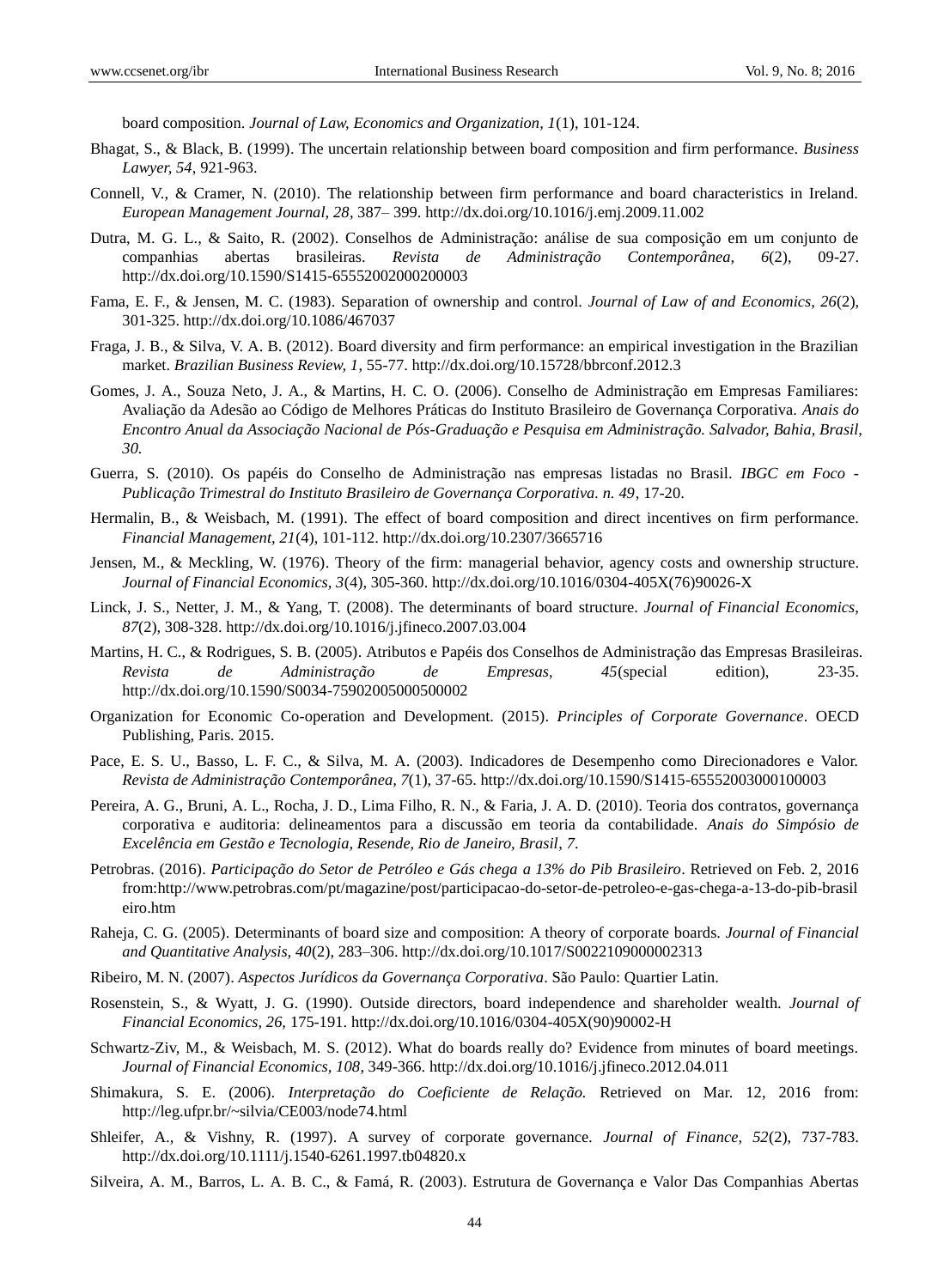board composition. *Journal of Law, Economics and Organization, 1*(1), 101-124.

Bhagat, S., & Black, B. (1999). The uncertain relationship between board composition and firm performance. *Business Lawyer, 54*, 921-963.

Connell, V., & Cramer, N. (2010). The relationship between firm performance and board characteristics in Ireland. *European Management Journal, 28*, 387– 399. http://dx.doi.org/10.1016/j.emj.2009.11.002

Dutra, M. G. L., & Saito, R. (2002). Conselhos de Administração: análise de sua composição em um conjunto de companhias abertas brasileiras. *Revista de Administração Contemporânea, 6*(2), 09-27. http://dx.doi.org/10.1590/S1415-65552002000200003

Fama, E. F., & Jensen, M. C. (1983). Separation of ownership and control. *Journal of Law of and Economics, 26*(2), 301-325. http://dx.doi.org/10.1086/467037

Fraga, J. B., & Silva, V. A. B. (2012). Board diversity and firm performance: an empirical investigation in the Brazilian market. *Brazilian Business Review, 1*, 55-77. http://dx.doi.org/10.15728/bbrconf.2012.3

Gomes, J. A., Souza Neto, J. A., & Martins, H. C. O. (2006). Conselho de Administração em Empresas Familiares: Avaliação da Adesão ao Código de Melhores Práticas do Instituto Brasileiro de Governança Corporativa. *Anais do Encontro Anual da Associação Nacional de Pós-Graduação e Pesquisa em Administração. Salvador, Bahia, Brasil, 30.*

Guerra, S. (2010). Os papéis do Conselho de Administração nas empresas listadas no Brasil. *IBGC em Foco - Publicação Trimestral do Instituto Brasileiro de Governança Corporativa. n. 49*, 17-20.

Hermalin, B., & Weisbach, M. (1991). The effect of board composition and direct incentives on firm performance. *Financial Management, 21*(4), 101-112. http://dx.doi.org/10.2307/3665716

Jensen, M., & Meckling, W. (1976). Theory of the firm: managerial behavior, agency costs and ownership structure. *Journal of Financial Economics, 3*(4), 305-360. http://dx.doi.org/10.1016/0304-405X(76)90026-X

Linck, J. S., Netter, J. M., & Yang, T. (2008). The determinants of board structure. *Journal of Financial Economics, 87*(2), 308-328. http://dx.doi.org/10.1016/j.jfineco.2007.03.004

Martins, H. C., & Rodrigues, S. B. (2005). Atributos e Papéis dos Conselhos de Administração das Empresas Brasileiras. *Revista de Administração de Empresas, 45*(special edition), 23-35. http://dx.doi.org/10.1590/S0034-75902005000500002

Organization for Economic Co-operation and Development. (2015). *Principles of Corporate Governance*. OECD Publishing, Paris. 2015.

Pace, E. S. U., Basso, L. F. C., & Silva, M. A. (2003). Indicadores de Desempenho como Direcionadores e Valor. *Revista de Administração Contemporânea, 7*(1), 37-65. http://dx.doi.org/10.1590/S1415-65552003000100003

Pereira, A. G., Bruni, A. L., Rocha, J. D., Lima Filho, R. N., & Faria, J. A. D. (2010). Teoria dos contratos, governança corporativa e auditoria: delineamentos para a discussão em teoria da contabilidade. *Anais do Simpósio de Excelência em Gestão e Tecnologia, Resende, Rio de Janeiro, Brasil, 7.*

Petrobras. (2016). *Participação do Setor de Petróleo e Gás chega a 13% do Pib Brasileiro*. Retrieved on Feb. 2, 2016 from:http://www.petrobras.com/pt/magazine/post/participacao-do-setor-de-petroleo-e-gas-chega-a-13-do-pib-brasileiro.htm

Raheja, C. G. (2005). Determinants of board size and composition: A theory of corporate boards. *Journal of Financial and Quantitative Analysis, 40*(2), 283–306. http://dx.doi.org/10.1017/S0022109000002313

Ribeiro, M. N. (2007). *Aspectos Jurídicos da Governança Corporativa*. São Paulo: Quartier Latin.

Rosenstein, S., & Wyatt, J. G. (1990). Outside directors, board independence and shareholder wealth. *Journal of Financial Economics, 26,* 175-191. http://dx.doi.org/10.1016/0304-405X(90)90002-H

Schwartz-Ziv, M., & Weisbach, M. S. (2012). What do boards really do? Evidence from minutes of board meetings. *Journal of Financial Economics, 108*, 349-366. http://dx.doi.org/10.1016/j.jfineco.2012.04.011

Shimakura, S. E. (2006). *Interpretação do Coeficiente de Relação.* Retrieved on Mar. 12, 2016 from: http://leg.ufpr.br/~silvia/CE003/node74.html

Shleifer, A., & Vishny, R. (1997). A survey of corporate governance. *Journal of Finance, 52*(2), 737-783. http://dx.doi.org/10.1111/j.1540-6261.1997.tb04820.x

Silveira, A. M., Barros, L. A. B. C., & Famá, R. (2003). Estrutura de Governança e Valor Das Companhias Abertas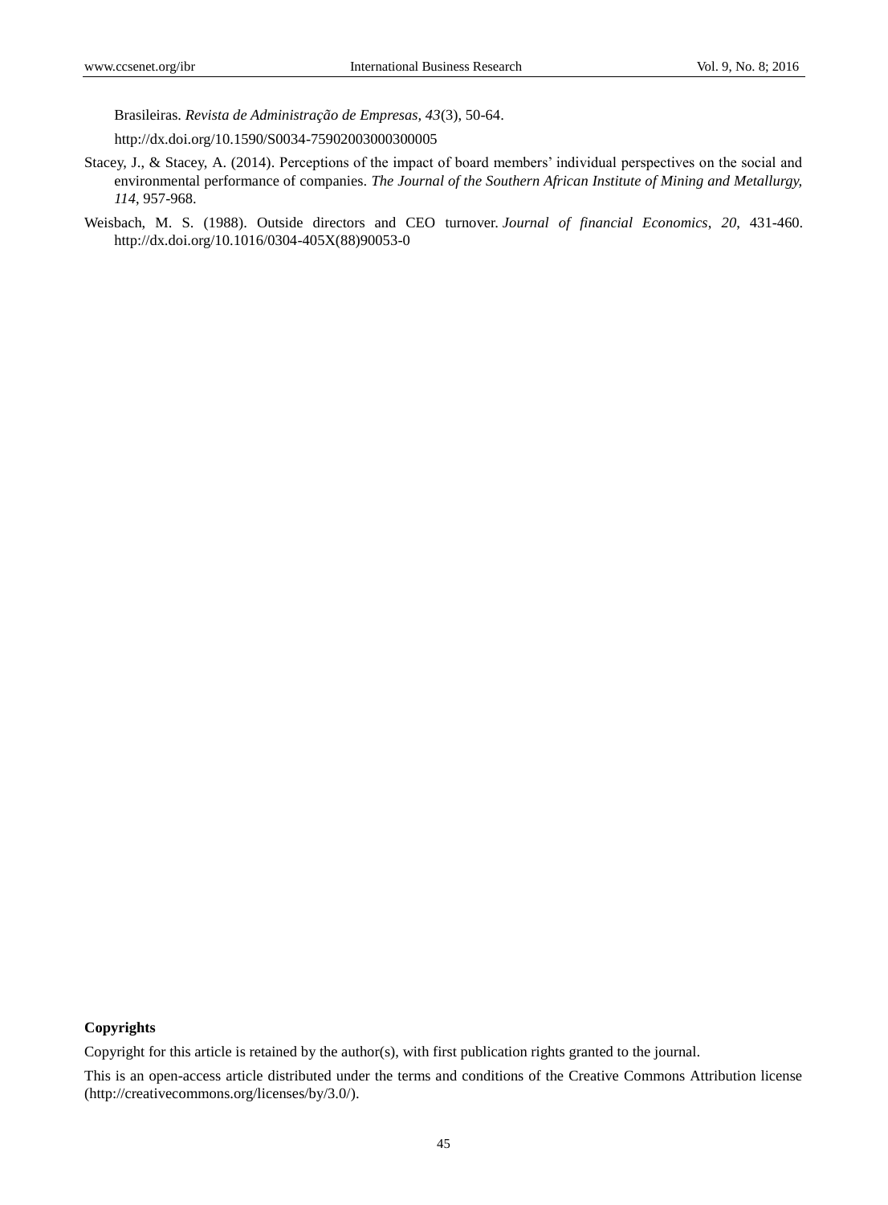Brasileiras. *Revista de Administração de Empresas, 43*(3), 50-64. http://dx.doi.org/10.1590/S0034-75902003000300005

Stacey, J., & Stacey, A. (2014). Perceptions of the impact of board members' individual perspectives on the social and environmental performance of companies. *The Journal of the Southern African Institute of Mining and Metallurgy, 114*, 957-968.

Weisbach, M. S. (1988). Outside directors and CEO turnover. *Journal of financial Economics*, *20*, 431-460. http://dx.doi.org/10.1016/0304-405X(88)90053-0

**Copyrights**

Copyright for this article is retained by the author(s), with first publication rights granted to the journal.

This is an open-access article distributed under the terms and conditions of the Creative Commons Attribution license (http://creativecommons.org/licenses/by/3.0/).